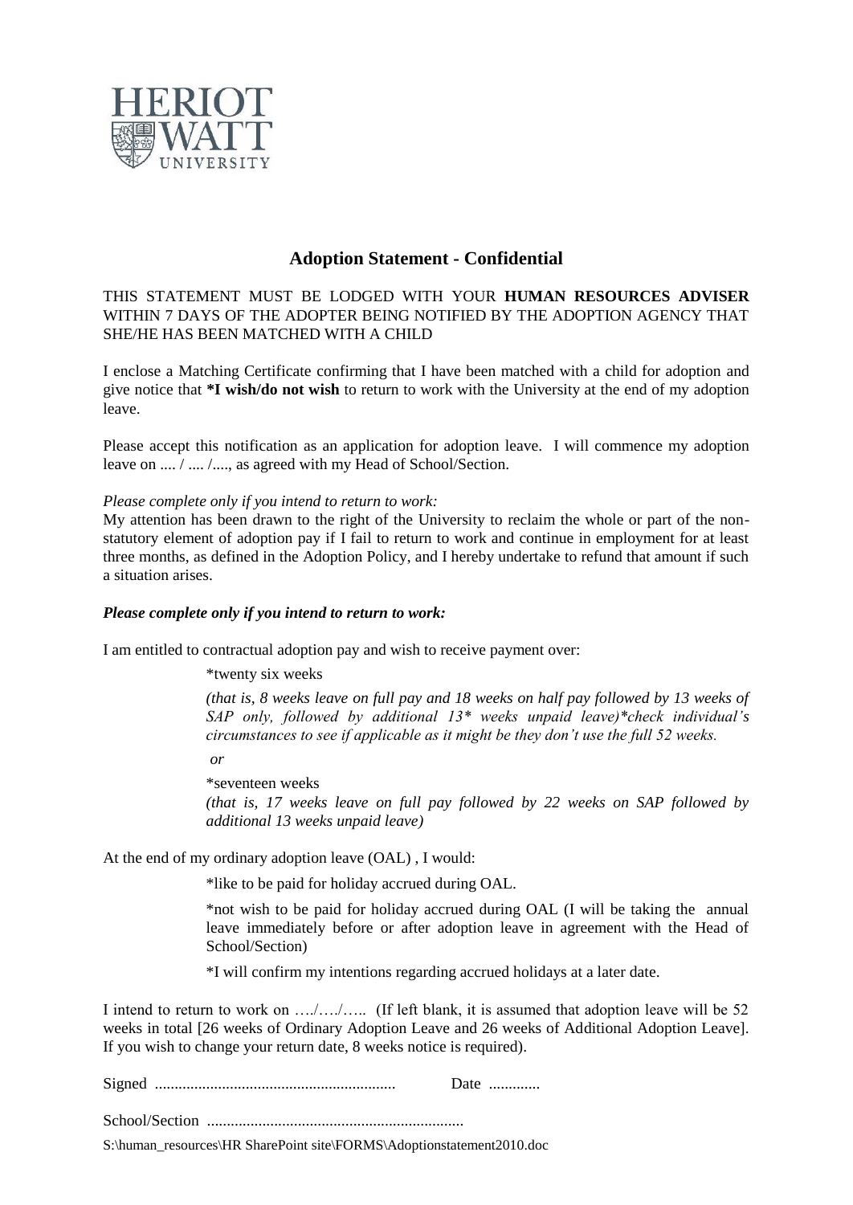HERIOT WATT UNIVERSITY

## Adoption Statement - Confidential

THIS STATEMENT MUST BE LODGED WITH YOUR **HUMAN RESOURCES ADVISER** WITHIN 7 DAYS OF THE ADOPTER BEING NOTIFIED BY THE ADOPTION AGENCY THAT SHE/HE HAS BEEN MATCHED WITH A CHILD

I enclose a Matching Certificate confirming that I have been matched with a child for adoption and give notice that ***I wish/do not wish** to return to work with the University at the end of my adoption leave.

Please accept this notification as an application for adoption leave. I will commence my adoption leave on .... / .... /...., as agreed with my Head of School/Section.

*Please complete only if you intend to return to work:*
My attention has been drawn to the right of the University to reclaim the whole or part of the non-statutory element of adoption pay if I fail to return to work and continue in employment for at least three months, as defined in the Adoption Policy, and I hereby undertake to refund that amount if such a situation arises.

***Please complete only if you intend to return to work:***

I am entitled to contractual adoption pay and wish to receive payment over:

> *twenty six weeks
>
> *(that is, 8 weeks leave on full pay and 18 weeks on half pay followed by 13 weeks of SAP only, followed by additional 13* weeks unpaid leave)*check individual's circumstances to see if applicable as it might be they don't use the full 52 weeks.*
>
> *or*
>
> *seventeen weeks
> *(that is, 17 weeks leave on full pay followed by 22 weeks on SAP followed by additional 13 weeks unpaid leave)*

At the end of my ordinary adoption leave (OAL) , I would:

> *like to be paid for holiday accrued during OAL.
>
> *not wish to be paid for holiday accrued during OAL (I will be taking the annual leave immediately before or after adoption leave in agreement with the Head of School/Section)
>
> *I will confirm my intentions regarding accrued holidays at a later date.

I intend to return to work on …./…./….. (If left blank, it is assumed that adoption leave will be 52 weeks in total [26 weeks of Ordinary Adoption Leave and 26 weeks of Additional Adoption Leave]. If you wish to change your return date, 8 weeks notice is required).

Signed ............................................................ Date .............

School/Section .................................................................

S:\human_resources\HR SharePoint site\FORMS\Adoptionstatement2010.doc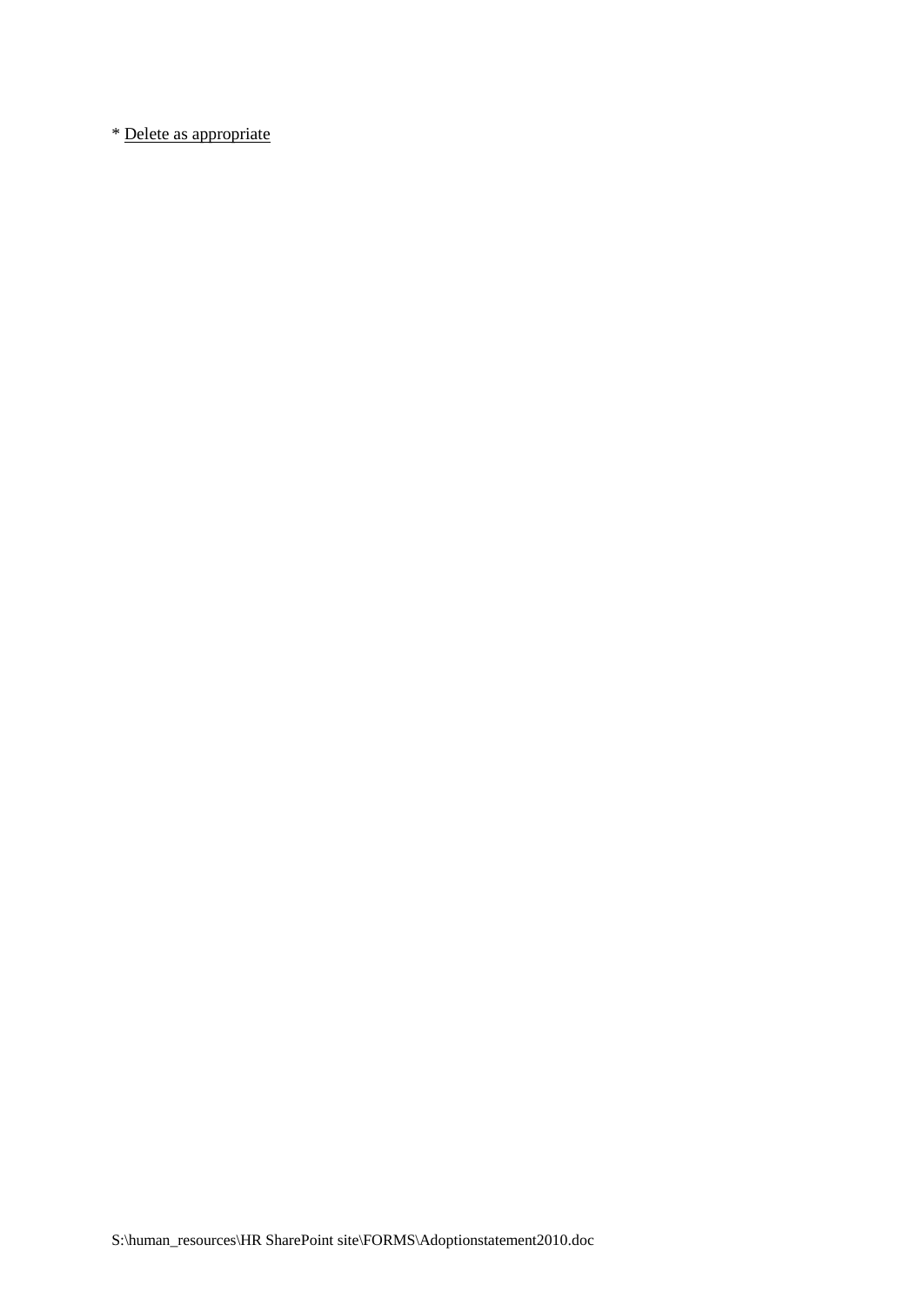* Delete as appropriate